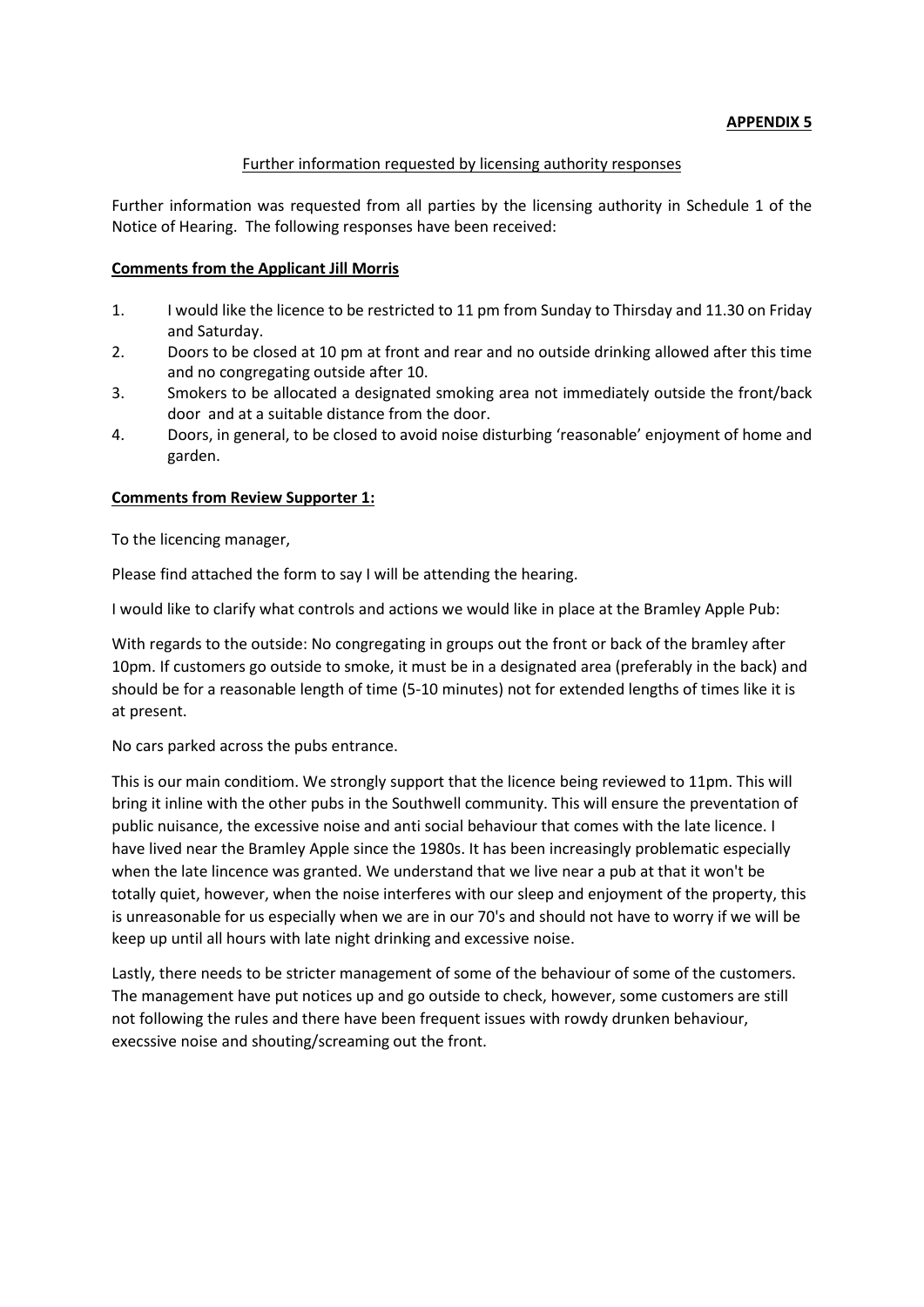**APPENDIX 5**

Further information requested by licensing authority responses

Further information was requested from all parties by the licensing authority in Schedule 1 of the Notice of Hearing. The following responses have been received:

**Comments from the Applicant Jill Morris**

1. I would like the licence to be restricted to 11 pm from Sunday to Thirsday and 11.30 on Friday and Saturday.
2. Doors to be closed at 10 pm at front and rear and no outside drinking allowed after this time and no congregating outside after 10.
3. Smokers to be allocated a designated smoking area not immediately outside the front/back door and at a suitable distance from the door.
4. Doors, in general, to be closed to avoid noise disturbing 'reasonable' enjoyment of home and garden.

**Comments from Review Supporter 1:**

To the licencing manager,

Please find attached the form to say I will be attending the hearing.

I would like to clarify what controls and actions we would like in place at the Bramley Apple Pub:

With regards to the outside: No congregating in groups out the front or back of the bramley after 10pm. If customers go outside to smoke, it must be in a designated area (preferably in the back) and should be for a reasonable length of time (5-10 minutes) not for extended lengths of times like it is at present.

No cars parked across the pubs entrance.

This is our main conditiom. We strongly support that the licence being reviewed to 11pm. This will bring it inline with the other pubs in the Southwell community. This will ensure the preventation of public nuisance, the excessive noise and anti social behaviour that comes with the late licence. I have lived near the Bramley Apple since the 1980s. It has been increasingly problematic especially when the late lincence was granted. We understand that we live near a pub at that it won't be totally quiet, however, when the noise interferes with our sleep and enjoyment of the property, this is unreasonable for us especially when we are in our 70's and should not have to worry if we will be keep up until all hours with late night drinking and excessive noise.

Lastly, there needs to be stricter management of some of the behaviour of some of the customers. The management have put notices up and go outside to check, however, some customers are still not following the rules and there have been frequent issues with rowdy drunken behaviour, execssive noise and shouting/screaming out the front.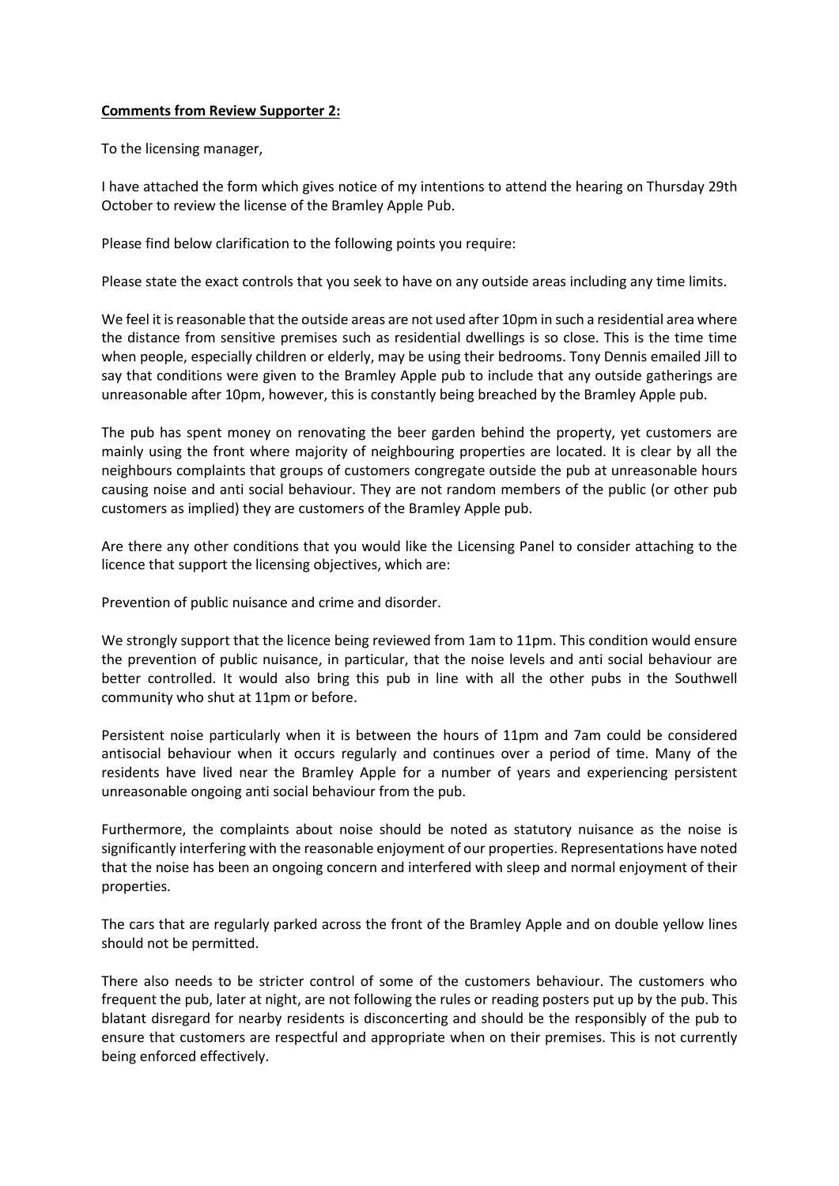**Comments from Review Supporter 2:**

To the licensing manager,

I have attached the form which gives notice of my intentions to attend the hearing on Thursday 29th October to review the license of the Bramley Apple Pub.

Please find below clarification to the following points you require:

Please state the exact controls that you seek to have on any outside areas including any time limits.

We feel it is reasonable that the outside areas are not used after 10pm in such a residential area where the distance from sensitive premises such as residential dwellings is so close. This is the time time when people, especially children or elderly, may be using their bedrooms. Tony Dennis emailed Jill to say that conditions were given to the Bramley Apple pub to include that any outside gatherings are unreasonable after 10pm, however, this is constantly being breached by the Bramley Apple pub.

The pub has spent money on renovating the beer garden behind the property, yet customers are mainly using the front where majority of neighbouring properties are located. It is clear by all the neighbours complaints that groups of customers congregate outside the pub at unreasonable hours causing noise and anti social behaviour. They are not random members of the public (or other pub customers as implied) they are customers of the Bramley Apple pub.

Are there any other conditions that you would like the Licensing Panel to consider attaching to the licence that support the licensing objectives, which are:

Prevention of public nuisance and crime and disorder.

We strongly support that the licence being reviewed from 1am to 11pm. This condition would ensure the prevention of public nuisance, in particular, that the noise levels and anti social behaviour are better controlled. It would also bring this pub in line with all the other pubs in the Southwell community who shut at 11pm or before.

Persistent noise particularly when it is between the hours of 11pm and 7am could be considered antisocial behaviour when it occurs regularly and continues over a period of time. Many of the residents have lived near the Bramley Apple for a number of years and experiencing persistent unreasonable ongoing anti social behaviour from the pub.

Furthermore, the complaints about noise should be noted as statutory nuisance as the noise is significantly interfering with the reasonable enjoyment of our properties. Representations have noted that the noise has been an ongoing concern and interfered with sleep and normal enjoyment of their properties.

The cars that are regularly parked across the front of the Bramley Apple and on double yellow lines should not be permitted.

There also needs to be stricter control of some of the customers behaviour. The customers who frequent the pub, later at night, are not following the rules or reading posters put up by the pub. This blatant disregard for nearby residents is disconcerting and should be the responsibly of the pub to ensure that customers are respectful and appropriate when on their premises. This is not currently being enforced effectively.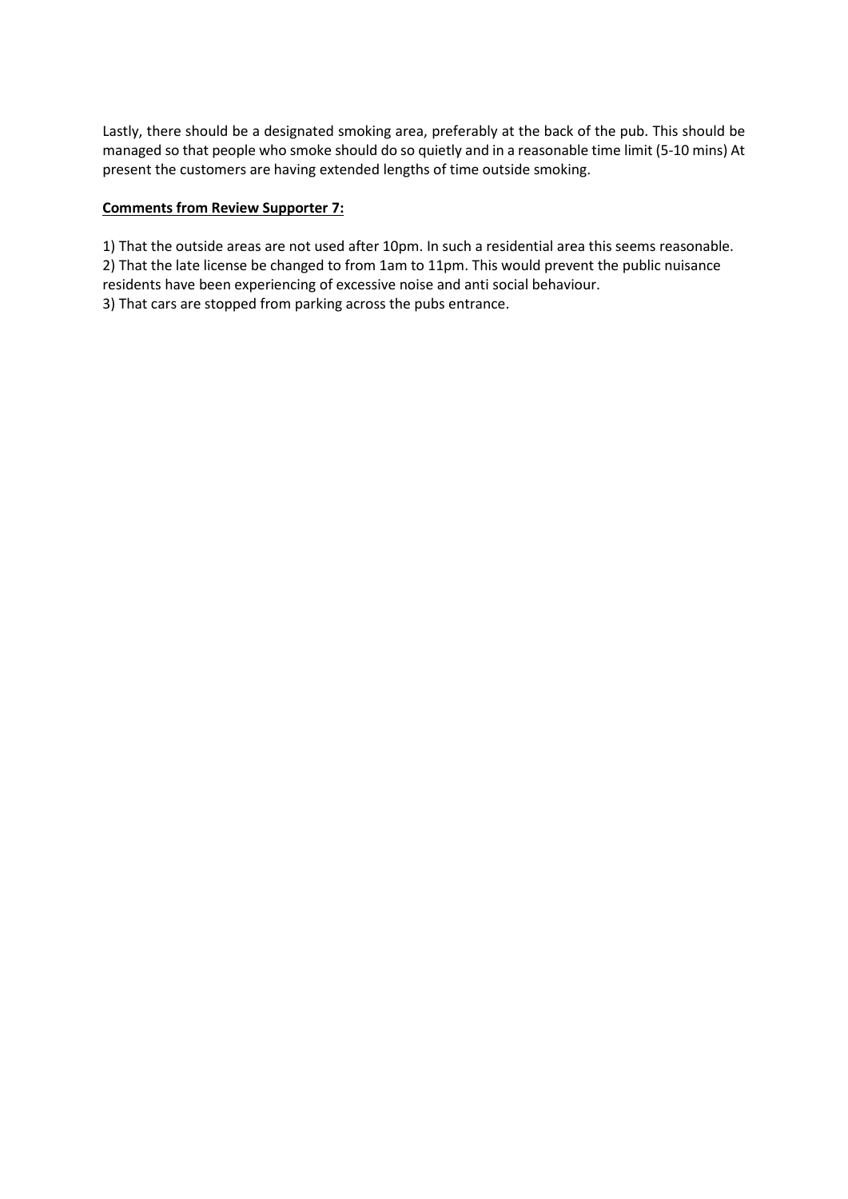Lastly, there should be a designated smoking area, preferably at the back of the pub. This should be managed so that people who smoke should do so quietly and in a reasonable time limit (5-10 mins) At present the customers are having extended lengths of time outside smoking.

**Comments from Review Supporter 7:**

1) That the outside areas are not used after 10pm. In such a residential area this seems reasonable.
2) That the late license be changed to from 1am to 11pm. This would prevent the public nuisance residents have been experiencing of excessive noise and anti social behaviour.
3) That cars are stopped from parking across the pubs entrance.